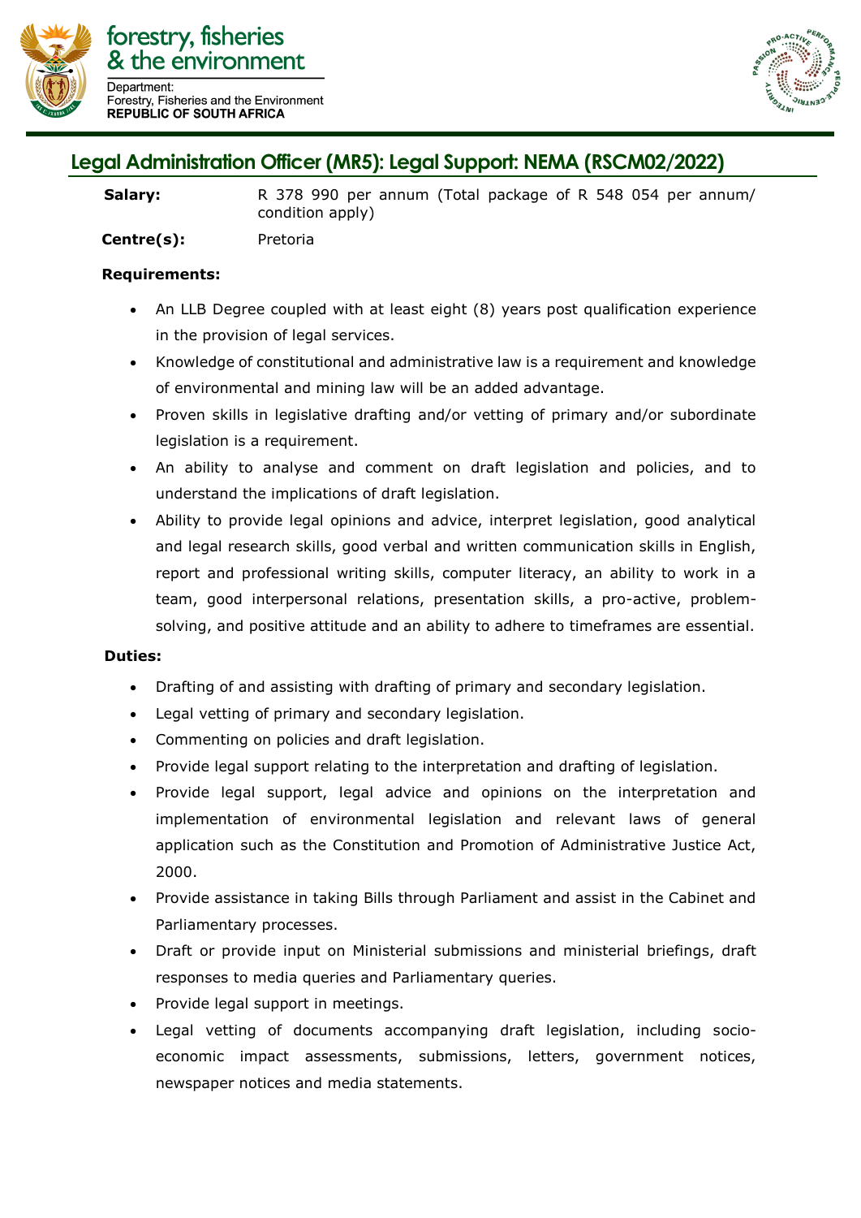forestry, fisheries & the environment

Department:
Forestry, Fisheries and the Environment
**REPUBLIC OF SOUTH AFRICA**

## Legal Administration Officer (MR5): Legal Support: NEMA (RSCM02/2022)

**Salary:** R 378 990 per annum (Total package of R 548 054 per annum/ condition apply)

**Centre(s):** Pretoria

**Requirements:**

- An LLB Degree coupled with at least eight (8) years post qualification experience in the provision of legal services.
- Knowledge of constitutional and administrative law is a requirement and knowledge of environmental and mining law will be an added advantage.
- Proven skills in legislative drafting and/or vetting of primary and/or subordinate legislation is a requirement.
- An ability to analyse and comment on draft legislation and policies, and to understand the implications of draft legislation.
- Ability to provide legal opinions and advice, interpret legislation, good analytical and legal research skills, good verbal and written communication skills in English, report and professional writing skills, computer literacy, an ability to work in a team, good interpersonal relations, presentation skills, a pro-active, problem-solving, and positive attitude and an ability to adhere to timeframes are essential.

**Duties:**

- Drafting of and assisting with drafting of primary and secondary legislation.
- Legal vetting of primary and secondary legislation.
- Commenting on policies and draft legislation.
- Provide legal support relating to the interpretation and drafting of legislation.
- Provide legal support, legal advice and opinions on the interpretation and implementation of environmental legislation and relevant laws of general application such as the Constitution and Promotion of Administrative Justice Act, 2000.
- Provide assistance in taking Bills through Parliament and assist in the Cabinet and Parliamentary processes.
- Draft or provide input on Ministerial submissions and ministerial briefings, draft responses to media queries and Parliamentary queries.
- Provide legal support in meetings.
- Legal vetting of documents accompanying draft legislation, including socio-economic impact assessments, submissions, letters, government notices, newspaper notices and media statements.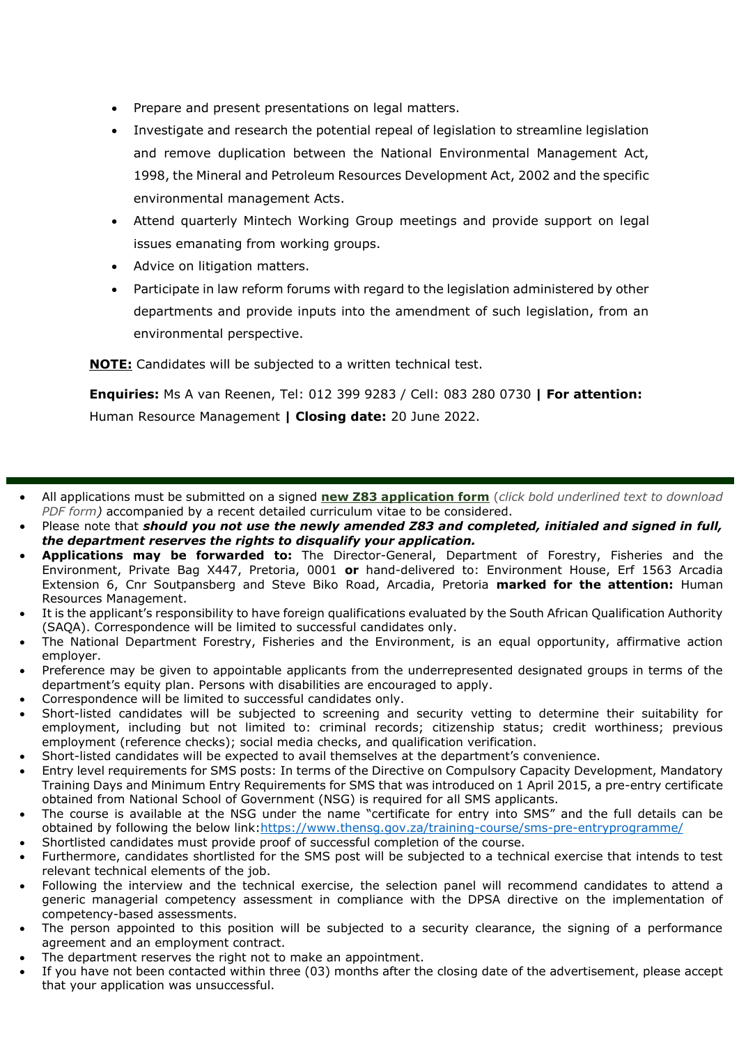- Prepare and present presentations on legal matters.
- Investigate and research the potential repeal of legislation to streamline legislation and remove duplication between the National Environmental Management Act, 1998, the Mineral and Petroleum Resources Development Act, 2002 and the specific environmental management Acts.
- Attend quarterly Mintech Working Group meetings and provide support on legal issues emanating from working groups.
- Advice on litigation matters.
- Participate in law reform forums with regard to the legislation administered by other departments and provide inputs into the amendment of such legislation, from an environmental perspective.

**NOTE:** Candidates will be subjected to a written technical test.

**Enquiries:** Ms A van Reenen, Tel: 012 399 9283 / Cell: 083 280 0730 **| For attention:** Human Resource Management **| Closing date:** 20 June 2022.

---

- All applications must be submitted on a signed **new Z83 application form** (*click bold underlined text to download PDF form)* accompanied by a recent detailed curriculum vitae to be considered.
- Please note that ***should you not use the newly amended Z83 and completed, initialed and signed in full, the department reserves the rights to disqualify your application.***
- **Applications may be forwarded to:** The Director-General, Department of Forestry, Fisheries and the Environment, Private Bag X447, Pretoria, 0001 **or** hand-delivered to: Environment House, Erf 1563 Arcadia Extension 6, Cnr Soutpansberg and Steve Biko Road, Arcadia, Pretoria **marked for the attention:** Human Resources Management.
- It is the applicant's responsibility to have foreign qualifications evaluated by the South African Qualification Authority (SAQA). Correspondence will be limited to successful candidates only.
- The National Department Forestry, Fisheries and the Environment, is an equal opportunity, affirmative action employer.
- Preference may be given to appointable applicants from the underrepresented designated groups in terms of the department's equity plan. Persons with disabilities are encouraged to apply.
- Correspondence will be limited to successful candidates only.
- Short-listed candidates will be subjected to screening and security vetting to determine their suitability for employment, including but not limited to: criminal records; citizenship status; credit worthiness; previous employment (reference checks); social media checks, and qualification verification.
- Short-listed candidates will be expected to avail themselves at the department's convenience.
- Entry level requirements for SMS posts: In terms of the Directive on Compulsory Capacity Development, Mandatory Training Days and Minimum Entry Requirements for SMS that was introduced on 1 April 2015, a pre-entry certificate obtained from National School of Government (NSG) is required for all SMS applicants.
- The course is available at the NSG under the name "certificate for entry into SMS" and the full details can be obtained by following the below link: https://www.thensg.gov.za/training-course/sms-pre-entryprogramme/
- Shortlisted candidates must provide proof of successful completion of the course.
- Furthermore, candidates shortlisted for the SMS post will be subjected to a technical exercise that intends to test relevant technical elements of the job.
- Following the interview and the technical exercise, the selection panel will recommend candidates to attend a generic managerial competency assessment in compliance with the DPSA directive on the implementation of competency-based assessments.
- The person appointed to this position will be subjected to a security clearance, the signing of a performance agreement and an employment contract.
- The department reserves the right not to make an appointment.
- If you have not been contacted within three (03) months after the closing date of the advertisement, please accept that your application was unsuccessful.